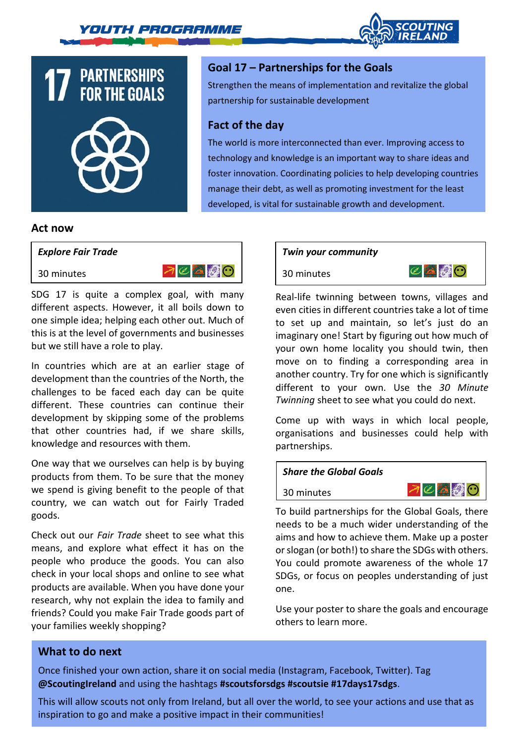YOUTH PROGRAMME

SCOUTING IRELAND

17 PARTNERSHIPS FOR THE GOALS

## Goal 17 – Partnerships for the Goals

Strengthen the means of implementation and revitalize the global partnership for sustainable development

## Fact of the day

The world is more interconnected than ever. Improving access to technology and knowledge is an important way to share ideas and foster innovation. Coordinating policies to help developing countries manage their debt, as well as promoting investment for the least developed, is vital for sustainable growth and development.

## Act now

### *Explore Fair Trade*

30 minutes

SDG 17 is quite a complex goal, with many different aspects. However, it all boils down to one simple idea; helping each other out. Much of this is at the level of governments and businesses but we still have a role to play.

In countries which are at an earlier stage of development than the countries of the North, the challenges to be faced each day can be quite different. These countries can continue their development by skipping some of the problems that other countries had, if we share skills, knowledge and resources with them.

One way that we ourselves can help is by buying products from them. To be sure that the money we spend is giving benefit to the people of that country, we can watch out for Fairly Traded goods.

Check out our *Fair Trade* sheet to see what this means, and explore what effect it has on the people who produce the goods. You can also check in your local shops and online to see what products are available. When you have done your research, why not explain the idea to family and friends? Could you make Fair Trade goods part of your families weekly shopping?

### *Twin your community*

30 minutes

Real-life twinning between towns, villages and even cities in different countries take a lot of time to set up and maintain, so let's just do an imaginary one! Start by figuring out how much of your own home locality you should twin, then move on to finding a corresponding area in another country. Try for one which is significantly different to your own. Use the *30 Minute Twinning* sheet to see what you could do next.

Come up with ways in which local people, organisations and businesses could help with partnerships.

### *Share the Global Goals*

30 minutes

To build partnerships for the Global Goals, there needs to be a much wider understanding of the aims and how to achieve them. Make up a poster or slogan (or both!) to share the SDGs with others. You could promote awareness of the whole 17 SDGs, or focus on peoples understanding of just one.

Use your poster to share the goals and encourage others to learn more.

## What to do next

Once finished your own action, share it on social media (Instagram, Facebook, Twitter). Tag **@ScoutingIreland** and using the hashtags **#scoutsforsdgs #scoutsie #17days17sdgs**.

This will allow scouts not only from Ireland, but all over the world, to see your actions and use that as inspiration to go and make a positive impact in their communities!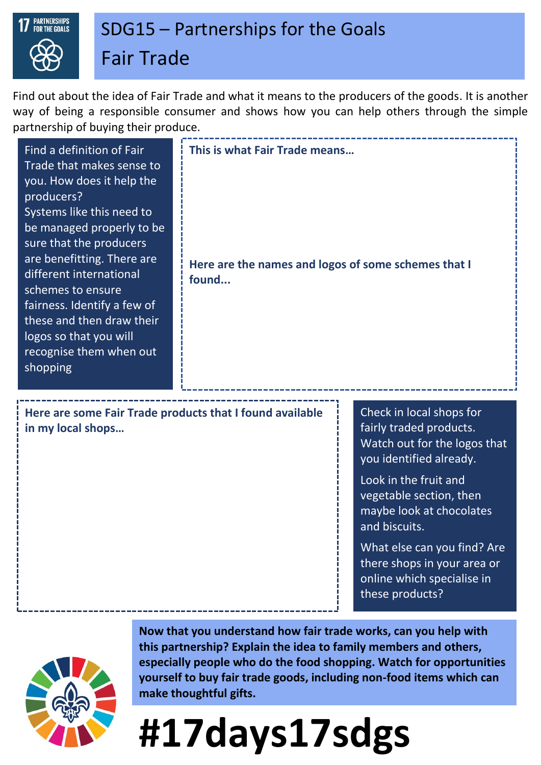# SDG15 – Partnerships for the Goals

## Fair Trade

Find out about the idea of Fair Trade and what it means to the producers of the goods. It is another way of being a responsible consumer and shows how you can help others through the simple partnership of buying their produce.

Find a definition of Fair Trade that makes sense to you. How does it help the producers?
Systems like this need to be managed properly to be sure that the producers are benefitting. There are different international schemes to ensure fairness. Identify a few of these and then draw their logos so that you will recognise them when out shopping

**This is what Fair Trade means…**

**Here are the names and logos of some schemes that I found...**

**Here are some Fair Trade products that I found available in my local shops…**

Check in local shops for fairly traded products. Watch out for the logos that you identified already.

Look in the fruit and vegetable section, then maybe look at chocolates and biscuits.

What else can you find? Are there shops in your area or online which specialise in these products?

**Now that you understand how fair trade works, can you help with this partnership? Explain the idea to family members and others, especially people who do the food shopping. Watch for opportunities yourself to buy fair trade goods, including non-food items which can make thoughtful gifts.**

# #17days17sdgs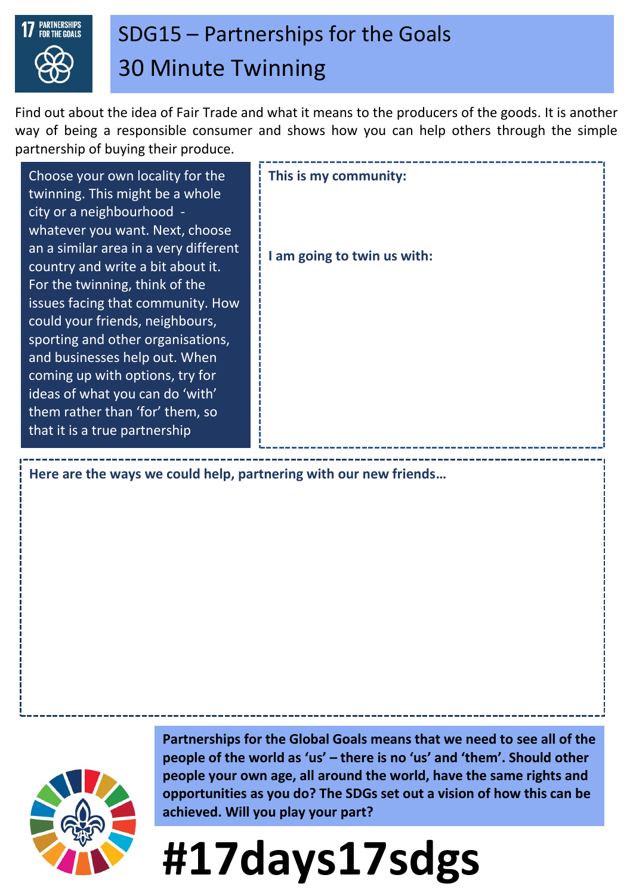17 PARTNERSHIPS FOR THE GOALS

# SDG15 – Partnerships for the Goals
# 30 Minute Twinning

Find out about the idea of Fair Trade and what it means to the producers of the goods. It is another way of being a responsible consumer and shows how you can help others through the simple partnership of buying their produce.

Choose your own locality for the twinning. This might be a whole city or a neighbourhood - whatever you want. Next, choose an a similar area in a very different country and write a bit about it. For the twinning, think of the issues facing that community. How could your friends, neighbours, sporting and other organisations, and businesses help out. When coming up with options, try for ideas of what you can do 'with' them rather than 'for' them, so that it is a true partnership

**This is my community:**

**I am going to twin us with:**

**Here are the ways we could help, partnering with our new friends…**

**Partnerships for the Global Goals means that we need to see all of the people of the world as 'us' – there is no 'us' and 'them'. Should other people your own age, all around the world, have the same rights and opportunities as you do? The SDGs set out a vision of how this can be achieved. Will you play your part?**

# #17days17sdgs